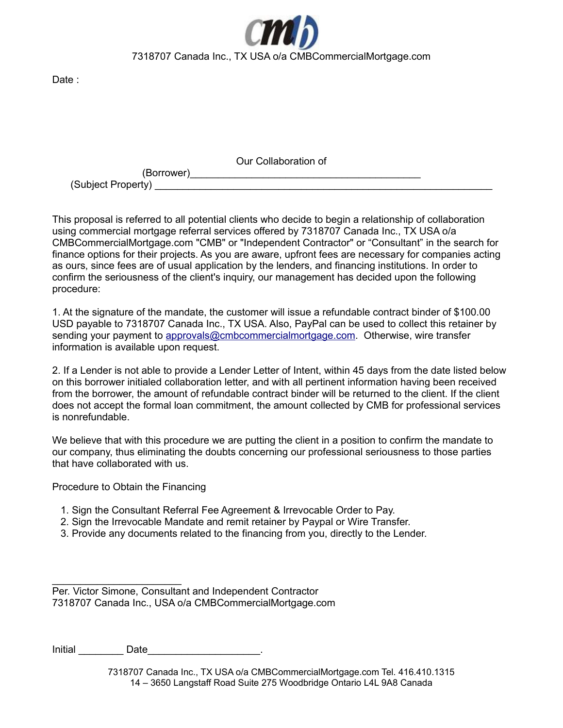7318707 Canada Inc., TX USA o/a CMBCommercialMortgage.com

Date :

Our Collaboration of

(Borrower)__________________________________________

(Subject Property) ______________________________________________________________

This proposal is referred to all potential clients who decide to begin a relationship of collaboration using commercial mortgage referral services offered by 7318707 Canada Inc., TX USA o/a CMBCommercialMortgage.com "CMB" or "Independent Contractor" or "Consultant" in the search for finance options for their projects. As you are aware, upfront fees are necessary for companies acting as ours, since fees are of usual application by the lenders, and financing institutions. In order to confirm the seriousness of the client's inquiry, our management has decided upon the following procedure:

1. At the signature of the mandate, the customer will issue a refundable contract binder of $100.00 USD payable to 7318707 Canada Inc., TX USA. Also, PayPal can be used to collect this retainer by sending your payment to approvals@cmbcommercialmortgage.com. Otherwise, wire transfer information is available upon request.

2. If a Lender is not able to provide a Lender Letter of Intent, within 45 days from the date listed below on this borrower initialed collaboration letter, and with all pertinent information having been received from the borrower, the amount of refundable contract binder will be returned to the client. If the client does not accept the formal loan commitment, the amount collected by CMB for professional services is nonrefundable.

We believe that with this procedure we are putting the client in a position to confirm the mandate to our company, thus eliminating the doubts concerning our professional seriousness to those parties that have collaborated with us.

Procedure to Obtain the Financing

1. Sign the Consultant Referral Fee Agreement & Irrevocable Order to Pay.
2. Sign the Irrevocable Mandate and remit retainer by Paypal or Wire Transfer.
3. Provide any documents related to the financing from you, directly to the Lender.

_______________________

Per. Victor Simone, Consultant and Independent Contractor
7318707 Canada Inc., USA o/a CMBCommercialMortgage.com

Initial ________ Date____________________.

7318707 Canada Inc., TX USA o/a CMBCommercialMortgage.com Tel. 416.410.1315
14 – 3650 Langstaff Road Suite 275 Woodbridge Ontario L4L 9A8 Canada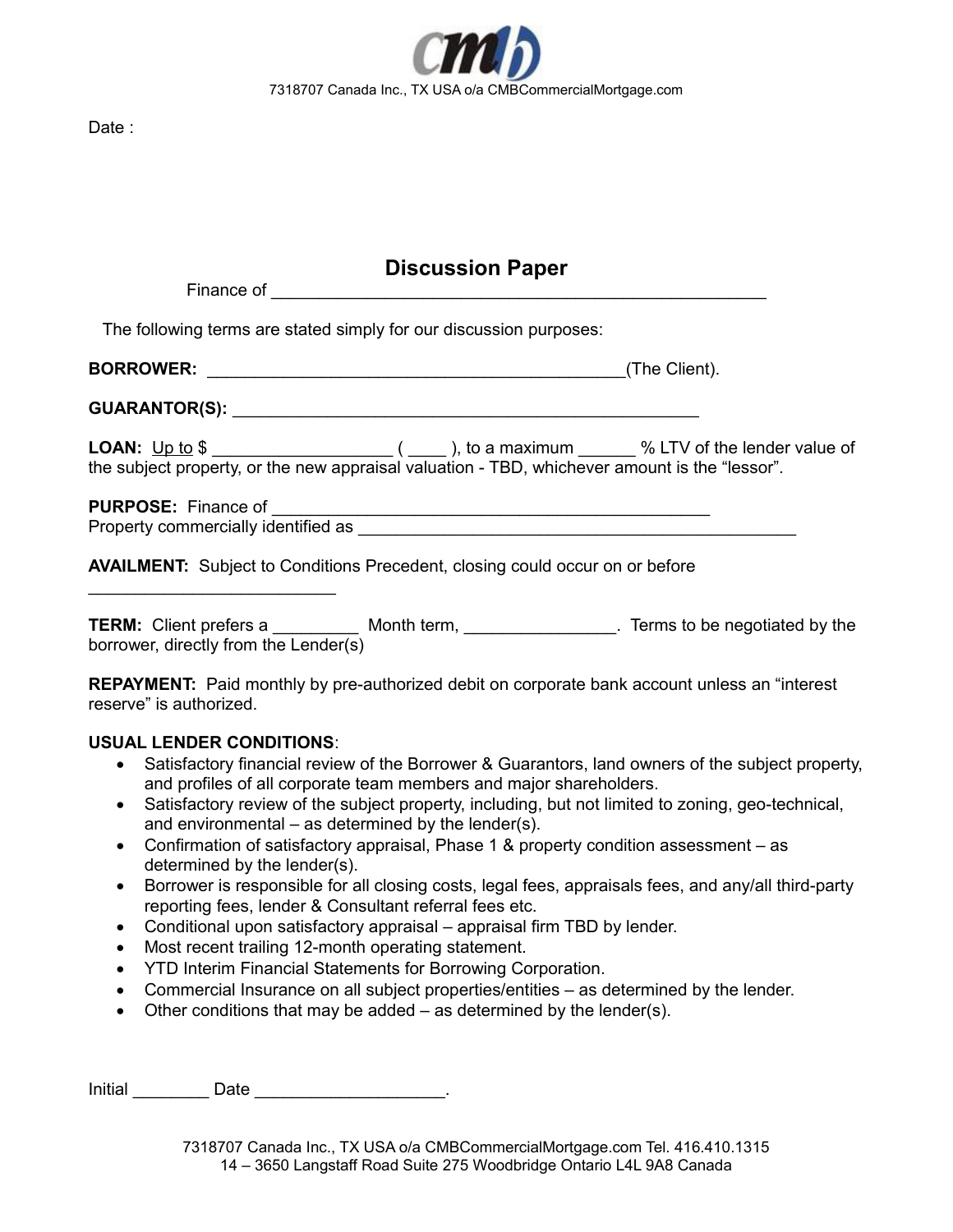7318707 Canada Inc., TX USA o/a CMBCommercialMortgage.com

Date :

## Discussion Paper

Finance of ____________________________________________________

The following terms are stated simply for our discussion purposes:

**BORROWER:** ____________________________________________(The Client).

**GUARANTOR(S):** _______________________________________________

**LOAN:** Up to $ __________________ ( ____ ), to a maximum ______ % LTV of the lender value of the subject property, or the new appraisal valuation - TBD, whichever amount is the "lessor".

**PURPOSE:** Finance of ______________________________________________
Property commercially identified as ______________________________________________

**AVAILMENT:** Subject to Conditions Precedent, closing could occur on or before __________________________

**TERM:** Client prefers a _________ Month term, _______________. Terms to be negotiated by the borrower, directly from the Lender(s)

**REPAYMENT:** Paid monthly by pre-authorized debit on corporate bank account unless an "interest reserve" is authorized.

**USUAL LENDER CONDITIONS**:

- Satisfactory financial review of the Borrower & Guarantors, land owners of the subject property, and profiles of all corporate team members and major shareholders.
- Satisfactory review of the subject property, including, but not limited to zoning, geo-technical, and environmental – as determined by the lender(s).
- Confirmation of satisfactory appraisal, Phase 1 & property condition assessment – as determined by the lender(s).
- Borrower is responsible for all closing costs, legal fees, appraisals fees, and any/all third-party reporting fees, lender & Consultant referral fees etc.
- Conditional upon satisfactory appraisal – appraisal firm TBD by lender.
- Most recent trailing 12-month operating statement.
- YTD Interim Financial Statements for Borrowing Corporation.
- Commercial Insurance on all subject properties/entities – as determined by the lender.
- Other conditions that may be added – as determined by the lender(s).

Initial ________ Date ___________________.

7318707 Canada Inc., TX USA o/a CMBCommercialMortgage.com Tel. 416.410.1315
14 – 3650 Langstaff Road Suite 275 Woodbridge Ontario L4L 9A8 Canada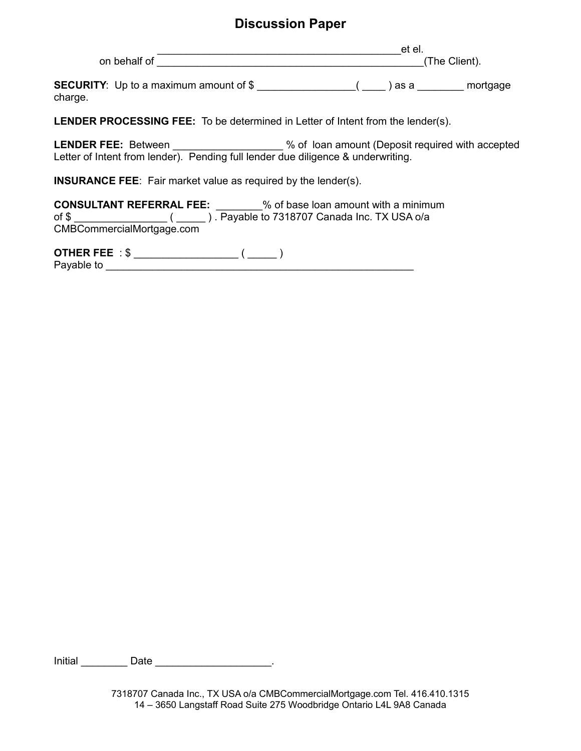# Discussion Paper

___________________________________________et el.
on behalf of _______________________________________________(The Client).

**SECURITY**: Up to a maximum amount of $ _________________( ____ ) as a ________ mortgage charge.

**LENDER PROCESSING FEE:** To be determined in Letter of Intent from the lender(s).

**LENDER FEE:** Between ___________________ % of loan amount (Deposit required with accepted Letter of Intent from lender). Pending full lender due diligence & underwriting.

**INSURANCE FEE**: Fair market value as required by the lender(s).

**CONSULTANT REFERRAL FEE:** ________% of base loan amount with a minimum of $ ________________ ( _____ ) . Payable to 7318707 Canada Inc. TX USA o/a CMBCommercialMortgage.com

**OTHER FEE** : $ __________________ ( _____ )
Payable to _______________________________________________________

Initial ________ Date ____________________.

7318707 Canada Inc., TX USA o/a CMBCommercialMortgage.com Tel. 416.410.1315
14 – 3650 Langstaff Road Suite 275 Woodbridge Ontario L4L 9A8 Canada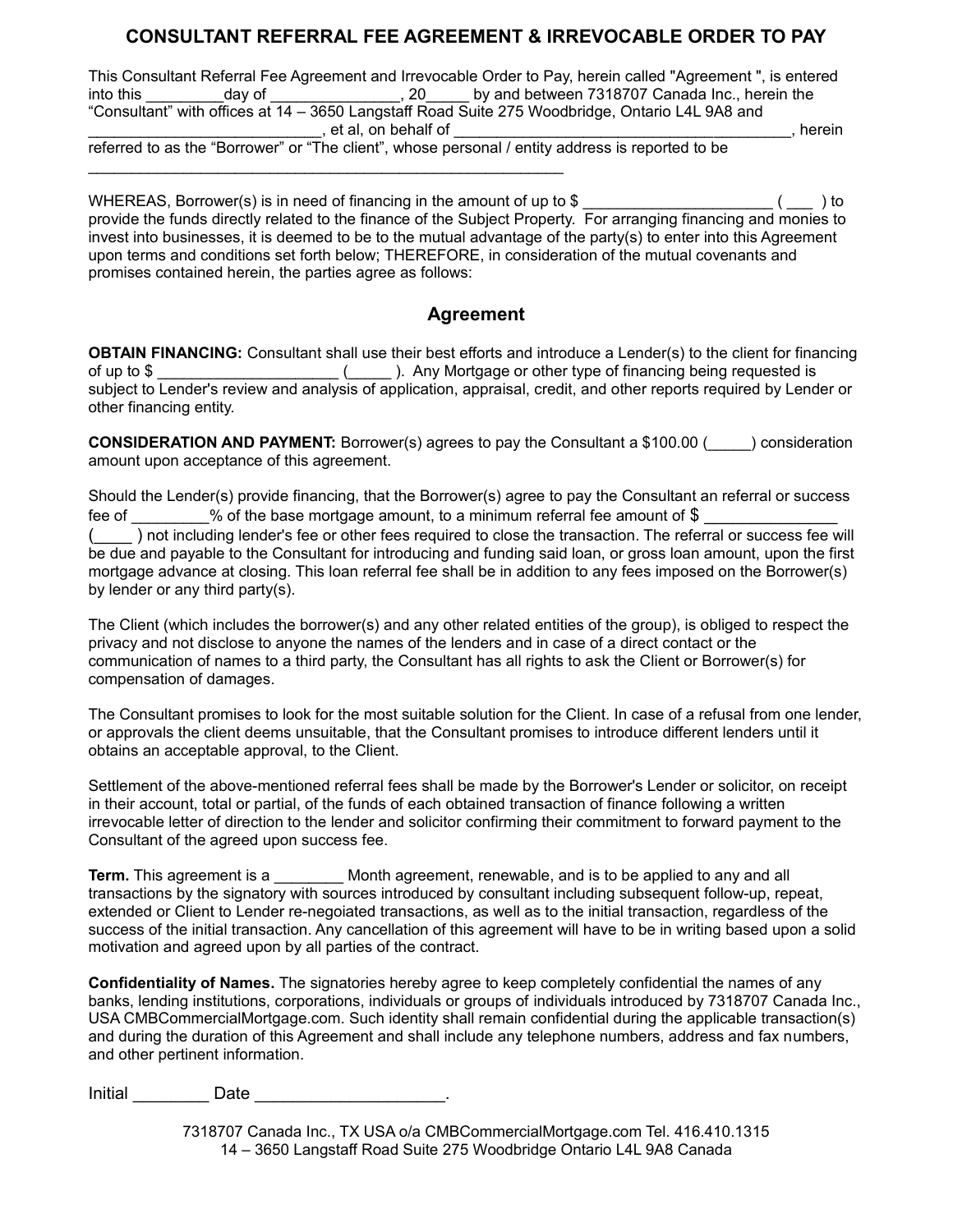# CONSULTANT REFERRAL FEE AGREEMENT & IRREVOCABLE ORDER TO PAY

This Consultant Referral Fee Agreement and Irrevocable Order to Pay, herein called "Agreement ", is entered into this _________day of _______________, 20_____ by and between 7318707 Canada Inc., herein the "Consultant" with offices at 14 – 3650 Langstaff Road Suite 275 Woodbridge, Ontario L4L 9A8 and ___________________________, et al, on behalf of _______________________________________, herein referred to as the "Borrower" or "The client", whose personal / entity address is reported to be _________________________________________________________

WHEREAS, Borrower(s) is in need of financing in the amount of up to $ ______________________ ( ___ ) to provide the funds directly related to the finance of the Subject Property. For arranging financing and monies to invest into businesses, it is deemed to be to the mutual advantage of the party(s) to enter into this Agreement upon terms and conditions set forth below; THEREFORE, in consideration of the mutual covenants and promises contained herein, the parties agree as follows:

## Agreement

**OBTAIN FINANCING:** Consultant shall use their best efforts and introduce a Lender(s) to the client for financing of up to $ _____________________ (_____ ). Any Mortgage or other type of financing being requested is subject to Lender's review and analysis of application, appraisal, credit, and other reports required by Lender or other financing entity.

**CONSIDERATION AND PAYMENT:** Borrower(s) agrees to pay the Consultant a $100.00 (_____) consideration amount upon acceptance of this agreement.

Should the Lender(s) provide financing, that the Borrower(s) agree to pay the Consultant an referral or success fee of _________% of the base mortgage amount, to a minimum referral fee amount of $ _______________ (____ ) not including lender's fee or other fees required to close the transaction. The referral or success fee will be due and payable to the Consultant for introducing and funding said loan, or gross loan amount, upon the first mortgage advance at closing. This loan referral fee shall be in addition to any fees imposed on the Borrower(s) by lender or any third party(s).

The Client (which includes the borrower(s) and any other related entities of the group), is obliged to respect the privacy and not disclose to anyone the names of the lenders and in case of a direct contact or the communication of names to a third party, the Consultant has all rights to ask the Client or Borrower(s) for compensation of damages.

The Consultant promises to look for the most suitable solution for the Client. In case of a refusal from one lender, or approvals the client deems unsuitable, that the Consultant promises to introduce different lenders until it obtains an acceptable approval, to the Client.

Settlement of the above-mentioned referral fees shall be made by the Borrower's Lender or solicitor, on receipt in their account, total or partial, of the funds of each obtained transaction of finance following a written irrevocable letter of direction to the lender and solicitor confirming their commitment to forward payment to the Consultant of the agreed upon success fee.

**Term.** This agreement is a ________ Month agreement, renewable, and is to be applied to any and all transactions by the signatory with sources introduced by consultant including subsequent follow-up, repeat, extended or Client to Lender re-negoiated transactions, as well as to the initial transaction, regardless of the success of the initial transaction. Any cancellation of this agreement will have to be in writing based upon a solid motivation and agreed upon by all parties of the contract.

**Confidentiality of Names.** The signatories hereby agree to keep completely confidential the names of any banks, lending institutions, corporations, individuals or groups of individuals introduced by 7318707 Canada Inc., USA CMBCommercialMortgage.com. Such identity shall remain confidential during the applicable transaction(s) and during the duration of this Agreement and shall include any telephone numbers, address and fax numbers, and other pertinent information.

Initial ________ Date ____________________.

7318707 Canada Inc., TX USA o/a CMBCommercialMortgage.com Tel. 416.410.1315
14 – 3650 Langstaff Road Suite 275 Woodbridge Ontario L4L 9A8 Canada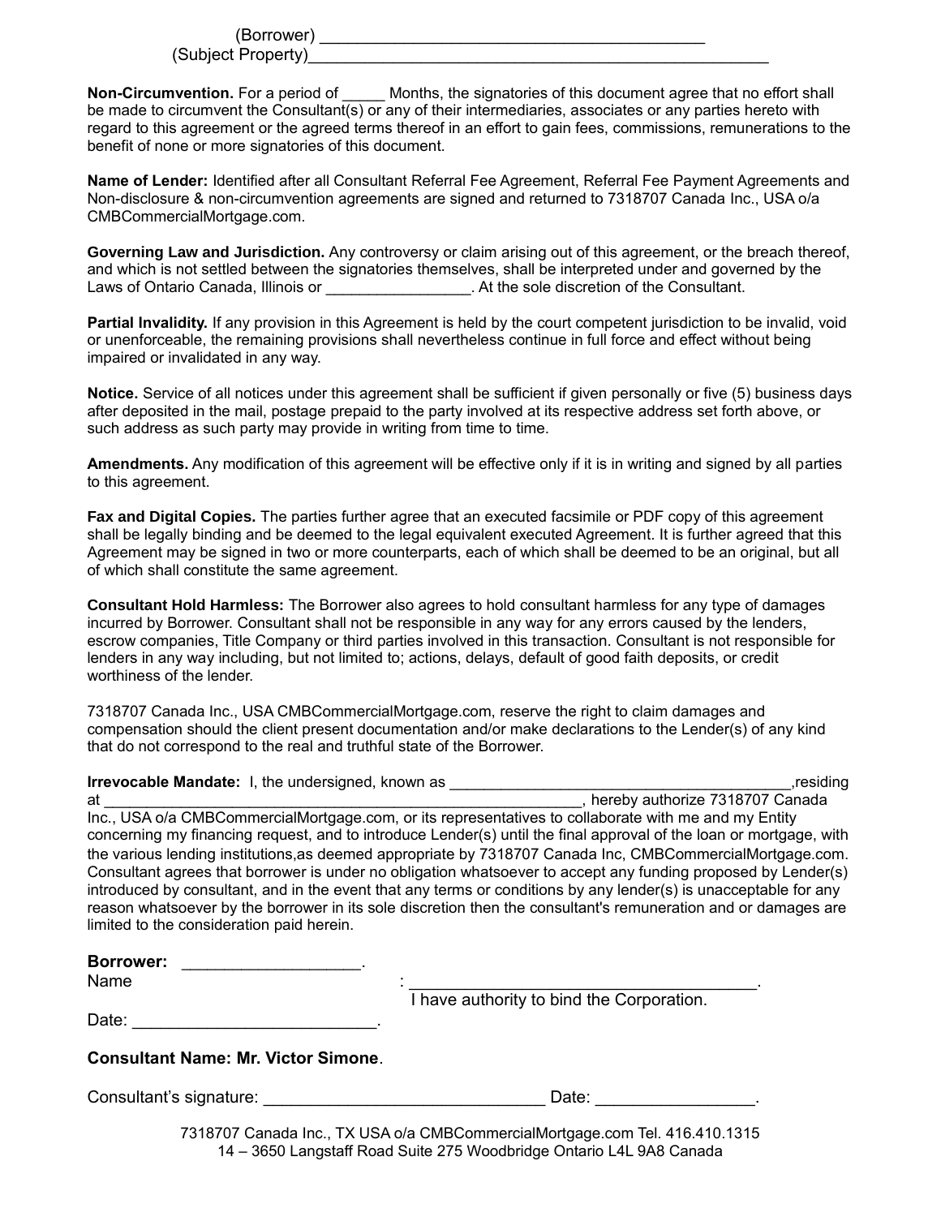(Borrower) ________________________________________
(Subject Property)_____________________________________________

**Non-Circumvention.** For a period of _____ Months, the signatories of this document agree that no effort shall be made to circumvent the Consultant(s) or any of their intermediaries, associates or any parties hereto with regard to this agreement or the agreed terms thereof in an effort to gain fees, commissions, remunerations to the benefit of none or more signatories of this document.

**Name of Lender:** Identified after all Consultant Referral Fee Agreement, Referral Fee Payment Agreements and Non-disclosure & non-circumvention agreements are signed and returned to 7318707 Canada Inc., USA o/a CMBCommercialMortgage.com.

**Governing Law and Jurisdiction.** Any controversy or claim arising out of this agreement, or the breach thereof, and which is not settled between the signatories themselves, shall be interpreted under and governed by the Laws of Ontario Canada, Illinois or _________________. At the sole discretion of the Consultant.

**Partial Invalidity.** If any provision in this Agreement is held by the court competent jurisdiction to be invalid, void or unenforceable, the remaining provisions shall nevertheless continue in full force and effect without being impaired or invalidated in any way.

**Notice.** Service of all notices under this agreement shall be sufficient if given personally or five (5) business days after deposited in the mail, postage prepaid to the party involved at its respective address set forth above, or such address as such party may provide in writing from time to time.

**Amendments.** Any modification of this agreement will be effective only if it is in writing and signed by all parties to this agreement.

**Fax and Digital Copies.** The parties further agree that an executed facsimile or PDF copy of this agreement shall be legally binding and be deemed to the legal equivalent executed Agreement. It is further agreed that this Agreement may be signed in two or more counterparts, each of which shall be deemed to be an original, but all of which shall constitute the same agreement.

**Consultant Hold Harmless:** The Borrower also agrees to hold consultant harmless for any type of damages incurred by Borrower. Consultant shall not be responsible in any way for any errors caused by the lenders, escrow companies, Title Company or third parties involved in this transaction. Consultant is not responsible for lenders in any way including, but not limited to; actions, delays, default of good faith deposits, or credit worthiness of the lender.

7318707 Canada Inc., USA CMBCommercialMortgage.com, reserve the right to claim damages and compensation should the client present documentation and/or make declarations to the Lender(s) of any kind that do not correspond to the real and truthful state of the Borrower.

**Irrevocable Mandate:** I, the undersigned, known as __________________________________________,residing at ___________________________________________________________, hereby authorize 7318707 Canada Inc., USA o/a CMBCommercialMortgage.com, or its representatives to collaborate with me and my Entity concerning my financing request, and to introduce Lender(s) until the final approval of the loan or mortgage, with the various lending institutions,as deemed appropriate by 7318707 Canada Inc, CMBCommercialMortgage.com. Consultant agrees that borrower is under no obligation whatsoever to accept any funding proposed by Lender(s) introduced by consultant, and in the event that any terms or conditions by any lender(s) is unacceptable for any reason whatsoever by the borrower in its sole discretion then the consultant's remuneration and or damages are limited to the consideration paid herein.

**Borrower:** ____________________.
Name : _________________________________________.
I have authority to bind the Corporation.

Date: ___________________________.

**Consultant Name: Mr. Victor Simone**.

Consultant's signature: _______________________________ Date: _________________.

7318707 Canada Inc., TX USA o/a CMBCommercialMortgage.com Tel. 416.410.1315
14 – 3650 Langstaff Road Suite 275 Woodbridge Ontario L4L 9A8 Canada